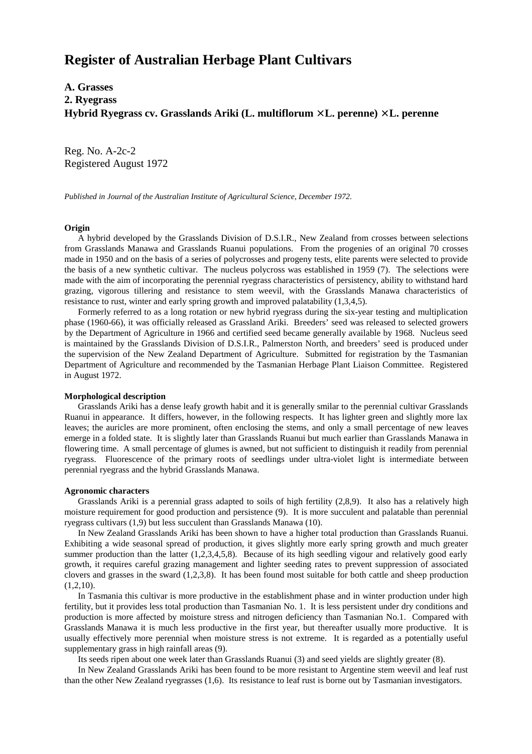# Register of Australian Herbage Plant Cultivars

## A. Grasses

## 2. Ryegrass

## Hybrid Ryegrass cv. Grasslands Ariki (L. multiflorum × L. perenne) × L. perenne

Reg. No. A-2c-2
Registered August 1972

*Published in Journal of the Australian Institute of Agricultural Science, December 1972.*

**Origin**

A hybrid developed by the Grasslands Division of D.S.I.R., New Zealand from crosses between selections from Grasslands Manawa and Grasslands Ruanui populations. From the progenies of an original 70 crosses made in 1950 and on the basis of a series of polycrosses and progeny tests, elite parents were selected to provide the basis of a new synthetic cultivar. The nucleus polycross was established in 1959 (7). The selections were made with the aim of incorporating the perennial ryegrass characteristics of persistency, ability to withstand hard grazing, vigorous tillering and resistance to stem weevil, with the Grasslands Manawa characteristics of resistance to rust, winter and early spring growth and improved palatability (1,3,4,5).

Formerly referred to as a long rotation or new hybrid ryegrass during the six-year testing and multiplication phase (1960-66), it was officially released as Grassland Ariki. Breeders' seed was released to selected growers by the Department of Agriculture in 1966 and certified seed became generally available by 1968. Nucleus seed is maintained by the Grasslands Division of D.S.I.R., Palmerston North, and breeders' seed is produced under the supervision of the New Zealand Department of Agriculture. Submitted for registration by the Tasmanian Department of Agriculture and recommended by the Tasmanian Herbage Plant Liaison Committee. Registered in August 1972.

**Morphological description**

Grasslands Ariki has a dense leafy growth habit and it is generally smilar to the perennial cultivar Grasslands Ruanui in appearance. It differs, however, in the following respects. It has lighter green and slightly more lax leaves; the auricles are more prominent, often enclosing the stems, and only a small percentage of new leaves emerge in a folded state. It is slightly later than Grasslands Ruanui but much earlier than Grasslands Manawa in flowering time. A small percentage of glumes is awned, but not sufficient to distinguish it readily from perennial ryegrass. Fluorescence of the primary roots of seedlings under ultra-violet light is intermediate between perennial ryegrass and the hybrid Grasslands Manawa.

**Agronomic characters**

Grasslands Ariki is a perennial grass adapted to soils of high fertility (2,8,9). It also has a relatively high moisture requirement for good production and persistence (9). It is more succulent and palatable than perennial ryegrass cultivars (1,9) but less succulent than Grasslands Manawa (10).

In New Zealand Grasslands Ariki has been shown to have a higher total production than Grasslands Ruanui. Exhibiting a wide seasonal spread of production, it gives slightly more early spring growth and much greater summer production than the latter (1,2,3,4,5,8). Because of its high seedling vigour and relatively good early growth, it requires careful grazing management and lighter seeding rates to prevent suppression of associated clovers and grasses in the sward (1,2,3,8). It has been found most suitable for both cattle and sheep production (1,2,10).

In Tasmania this cultivar is more productive in the establishment phase and in winter production under high fertility, but it provides less total production than Tasmanian No. 1. It is less persistent under dry conditions and production is more affected by moisture stress and nitrogen deficiency than Tasmanian No.1. Compared with Grasslands Manawa it is much less productive in the first year, but thereafter usually more productive. It is usually effectively more perennial when moisture stress is not extreme. It is regarded as a potentially useful supplementary grass in high rainfall areas (9).

Its seeds ripen about one week later than Grasslands Ruanui (3) and seed yields are slightly greater (8).

In New Zealand Grasslands Ariki has been found to be more resistant to Argentine stem weevil and leaf rust than the other New Zealand ryegrasses (1,6). Its resistance to leaf rust is borne out by Tasmanian investigators.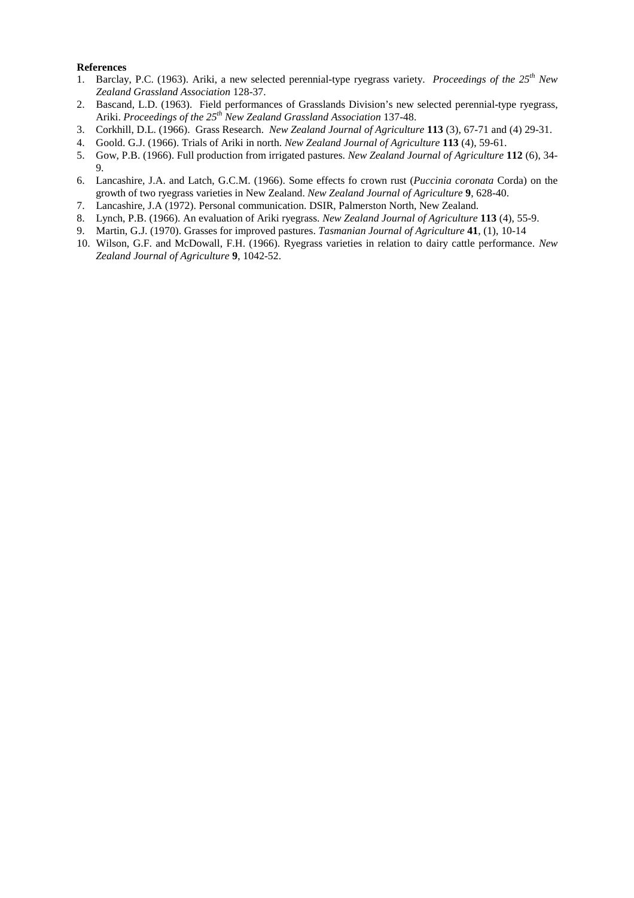**References**

1. Barclay, P.C. (1963). Ariki, a new selected perennial-type ryegrass variety. *Proceedings of the 25$^{th}$ New Zealand Grassland Association* 128-37.
2. Bascand, L.D. (1963). Field performances of Grasslands Division's new selected perennial-type ryegrass, Ariki. *Proceedings of the 25$^{th}$ New Zealand Grassland Association* 137-48.
3. Corkhill, D.L. (1966). Grass Research. *New Zealand Journal of Agriculture* **113** (3), 67-71 and (4) 29-31.
4. Goold. G.J. (1966). Trials of Ariki in north. *New Zealand Journal of Agriculture* **113** (4), 59-61.
5. Gow, P.B. (1966). Full production from irrigated pastures. *New Zealand Journal of Agriculture* **112** (6), 34-9.
6. Lancashire, J.A. and Latch, G.C.M. (1966). Some effects fo crown rust (*Puccinia coronata* Corda) on the growth of two ryegrass varieties in New Zealand. *New Zealand Journal of Agriculture* **9**, 628-40.
7. Lancashire, J.A (1972). Personal communication. DSIR, Palmerston North, New Zealand.
8. Lynch, P.B. (1966). An evaluation of Ariki ryegrass. *New Zealand Journal of Agriculture* **113** (4), 55-9.
9. Martin, G.J. (1970). Grasses for improved pastures. *Tasmanian Journal of Agriculture* **41**, (1), 10-14
10. Wilson, G.F. and McDowall, F.H. (1966). Ryegrass varieties in relation to dairy cattle performance. *New Zealand Journal of Agriculture* **9**, 1042-52.